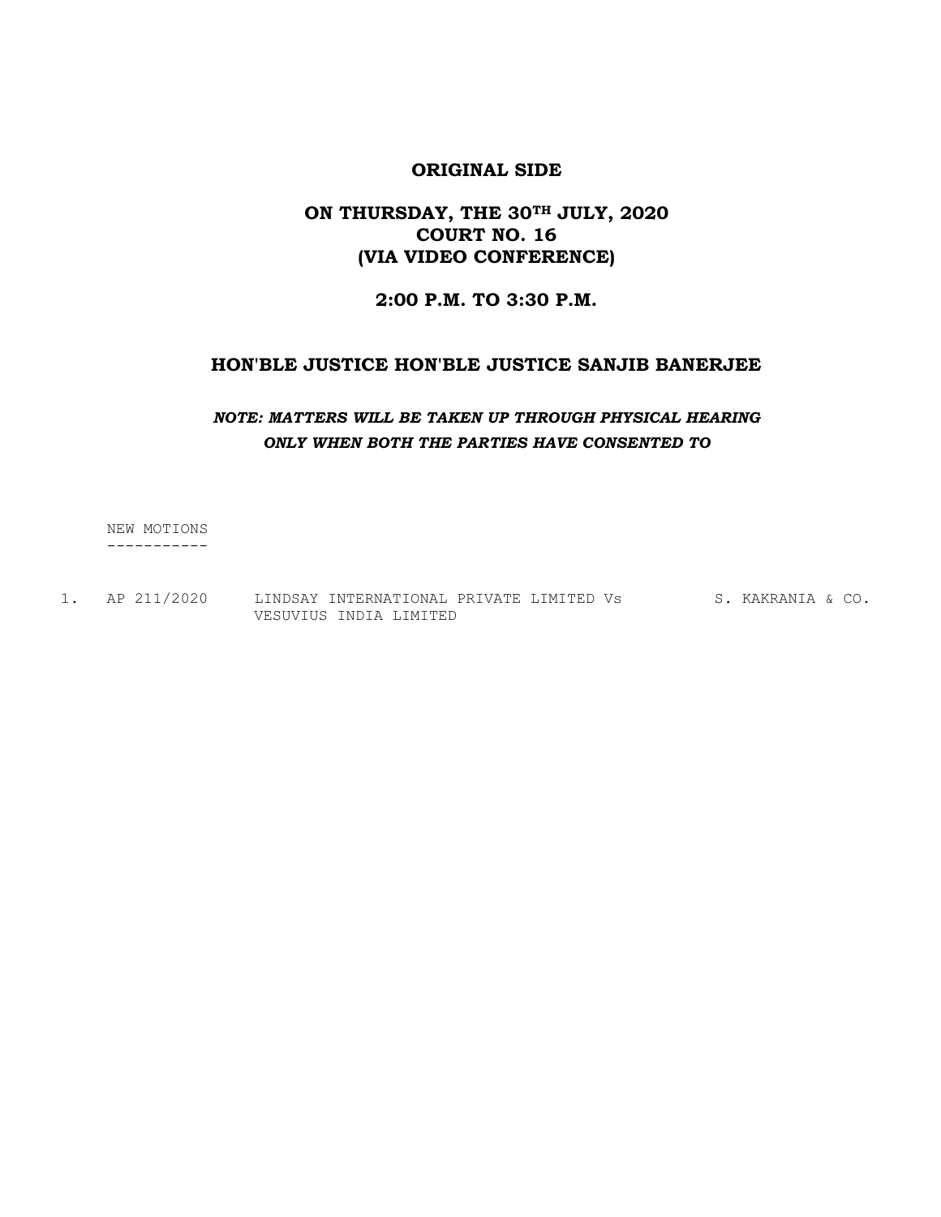**ORIGINAL SIDE**

**ON THURSDAY, THE 30TH JULY, 2020**
**COURT NO. 16**
**(VIA VIDEO CONFERENCE)**

**2:00 P.M. TO 3:30 P.M.**

**HON'BLE JUSTICE HON'BLE JUSTICE SANJIB BANERJEE**

***NOTE: MATTERS WILL BE TAKEN UP THROUGH PHYSICAL HEARING ONLY WHEN BOTH THE PARTIES HAVE CONSENTED TO***

NEW MOTIONS
-----------

1. AP 211/2020 LINDSAY INTERNATIONAL PRIVATE LIMITED Vs VESUVIUS INDIA LIMITED S. KAKRANIA & CO.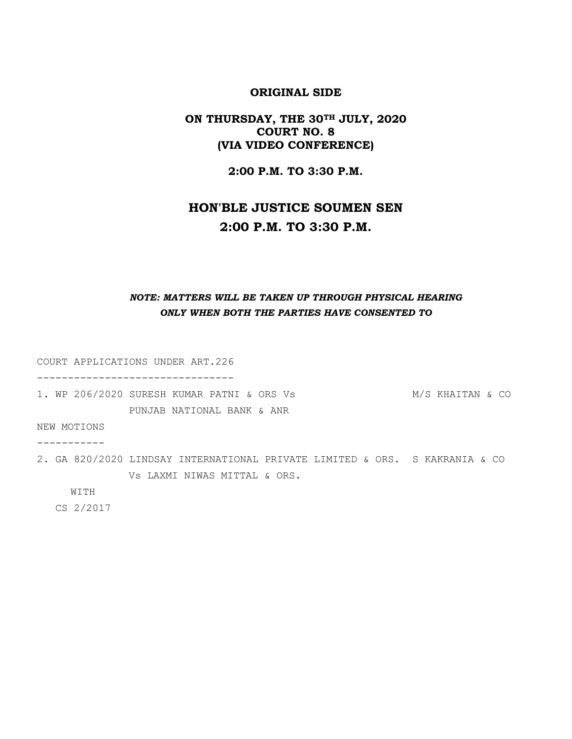**ORIGINAL SIDE**

**ON THURSDAY, THE 30TH JULY, 2020**
**COURT NO. 8**
**(VIA VIDEO CONFERENCE)**

**2:00 P.M. TO 3:30 P.M.**

## HON'BLE JUSTICE SOUMEN SEN
## 2:00 P.M. TO 3:30 P.M.

***NOTE: MATTERS WILL BE TAKEN UP THROUGH PHYSICAL HEARING ONLY WHEN BOTH THE PARTIES HAVE CONSENTED TO***

COURT APPLICATIONS UNDER ART.226

---------------------------------

1. WP 206/2020 SURESH KUMAR PATNI & ORS Vs PUNJAB NATIONAL BANK & ANR — M/S KHAITAN & CO

NEW MOTIONS

-----------

2. GA 820/2020 LINDSAY INTERNATIONAL PRIVATE LIMITED & ORS. Vs LAXMI NIWAS MITTAL & ORS. — S KAKRANIA & CO

   WITH

   CS 2/2017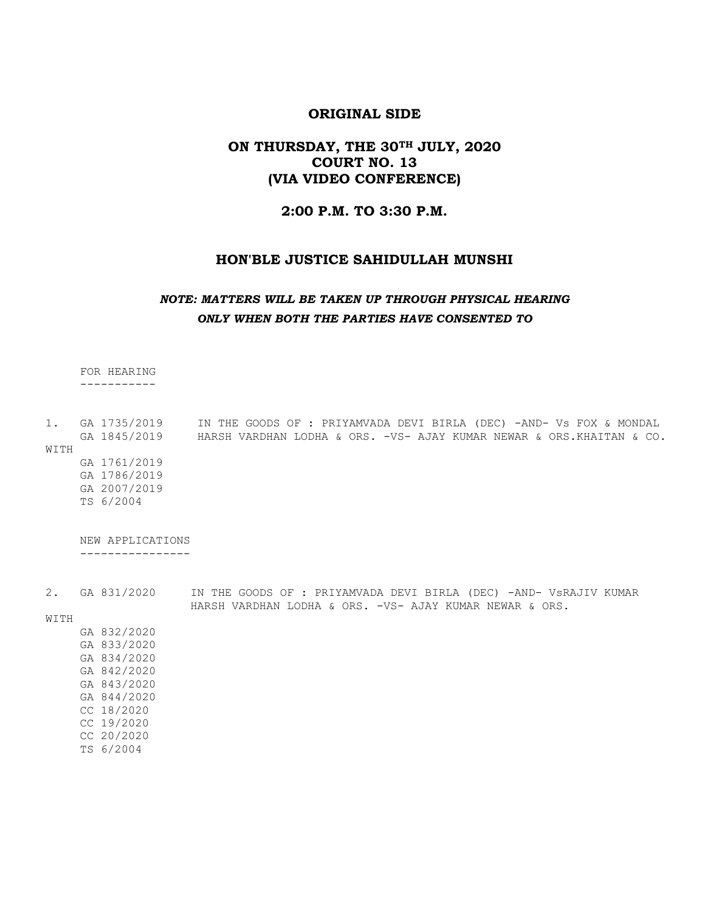**ORIGINAL SIDE**

**ON THURSDAY, THE 30TH JULY, 2020**
**COURT NO. 13**
**(VIA VIDEO CONFERENCE)**

**2:00 P.M. TO 3:30 P.M.**

**HON'BLE JUSTICE SAHIDULLAH MUNSHI**

***NOTE: MATTERS WILL BE TAKEN UP THROUGH PHYSICAL HEARING ONLY WHEN BOTH THE PARTIES HAVE CONSENTED TO***

FOR HEARING
-----------

1. GA 1735/2019 IN THE GOODS OF : PRIYAMVADA DEVI BIRLA (DEC) -AND- Vs FOX & MONDAL
   GA 1845/2019 HARSH VARDHAN LODHA & ORS. -VS- AJAY KUMAR NEWAR & ORS.KHAITAN & CO.

WITH
   GA 1761/2019
   GA 1786/2019
   GA 2007/2019
   TS 6/2004

NEW APPLICATIONS
----------------

2. GA 831/2020 IN THE GOODS OF : PRIYAMVADA DEVI BIRLA (DEC) -AND- VsRAJIV KUMAR
   HARSH VARDHAN LODHA & ORS. -VS- AJAY KUMAR NEWAR & ORS.

WITH
   GA 832/2020
   GA 833/2020
   GA 834/2020
   GA 842/2020
   GA 843/2020
   GA 844/2020
   CC 18/2020
   CC 19/2020
   CC 20/2020
   TS 6/2004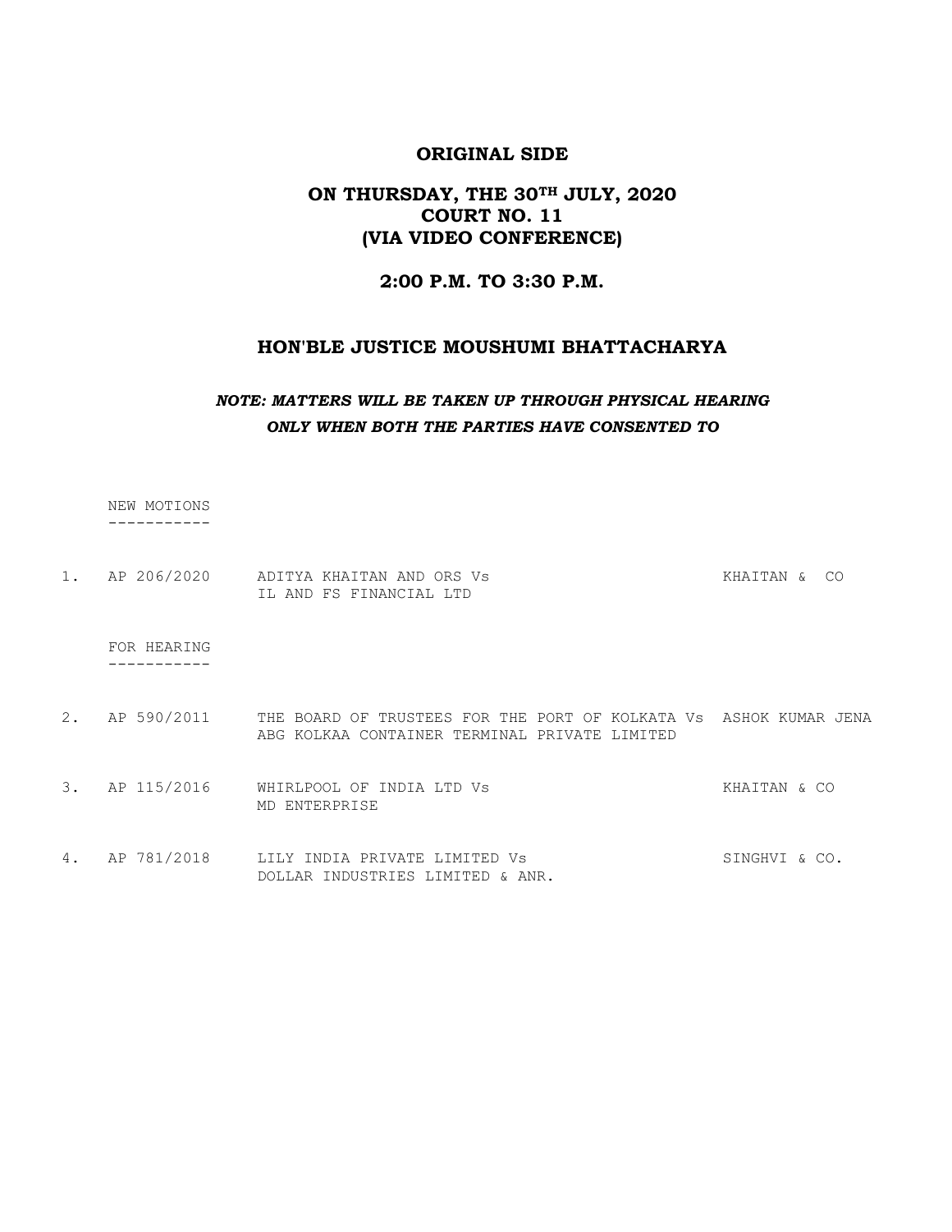**ORIGINAL SIDE**

**ON THURSDAY, THE 30TH JULY, 2020**
**COURT NO. 11**
**(VIA VIDEO CONFERENCE)**

**2:00 P.M. TO 3:30 P.M.**

**HON'BLE JUSTICE MOUSHUMI BHATTACHARYA**

***NOTE: MATTERS WILL BE TAKEN UP THROUGH PHYSICAL HEARING ONLY WHEN BOTH THE PARTIES HAVE CONSENTED TO***

NEW MOTIONS

| | | | |
|---|---|---|---|
| 1. | AP 206/2020 | ADITYA KHAITAN AND ORS Vs IL AND FS FINANCIAL LTD | KHAITAN & CO |

FOR HEARING

| | | | |
|---|---|---|---|
| 2. | AP 590/2011 | THE BOARD OF TRUSTEES FOR THE PORT OF KOLKATA Vs ABG KOLKAA CONTAINER TERMINAL PRIVATE LIMITED | ASHOK KUMAR JENA |
| 3. | AP 115/2016 | WHIRLPOOL OF INDIA LTD Vs MD ENTERPRISE | KHAITAN & CO |
| 4. | AP 781/2018 | LILY INDIA PRIVATE LIMITED Vs DOLLAR INDUSTRIES LIMITED & ANR. | SINGHVI & CO. |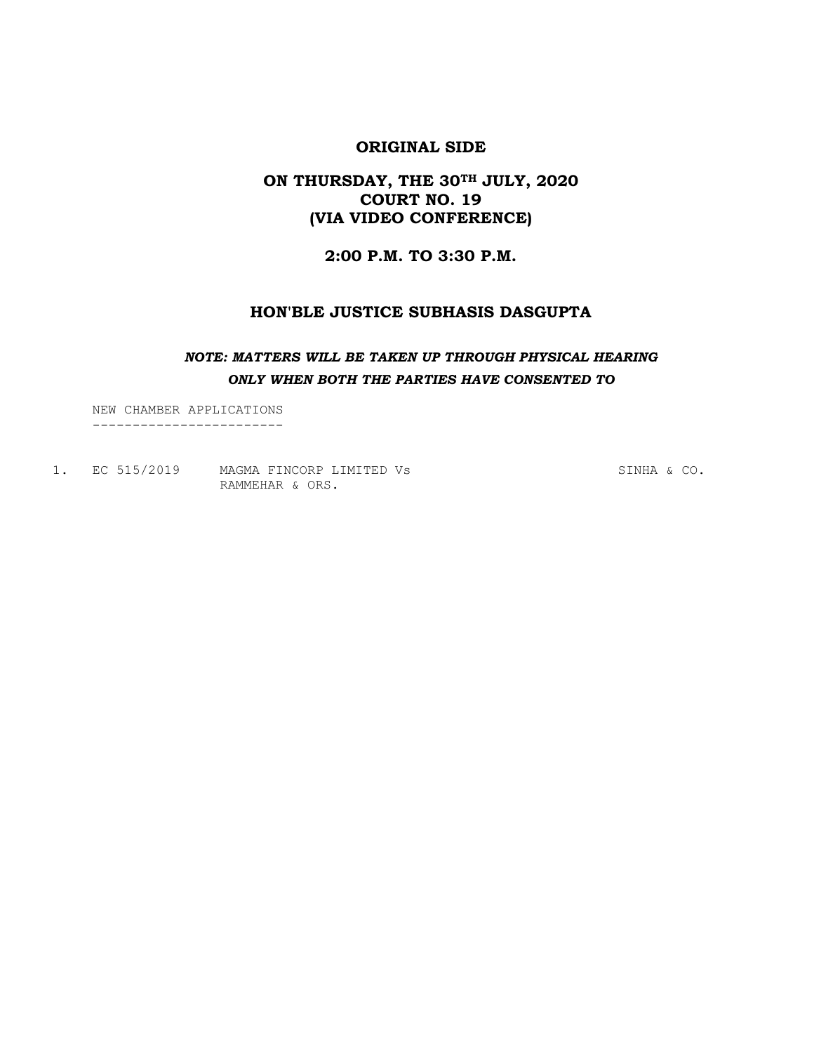**ORIGINAL SIDE**

**ON THURSDAY, THE 30TH JULY, 2020**
**COURT NO. 19**
**(VIA VIDEO CONFERENCE)**

**2:00 P.M. TO 3:30 P.M.**

**HON'BLE JUSTICE SUBHASIS DASGUPTA**

***NOTE: MATTERS WILL BE TAKEN UP THROUGH PHYSICAL HEARING ONLY WHEN BOTH THE PARTIES HAVE CONSENTED TO***

NEW CHAMBER APPLICATIONS
------------------------

| | | | |
|---|---|---|---|
| 1. | EC 515/2019 | MAGMA FINCORP LIMITED Vs RAMMEHAR & ORS. | SINHA & CO. |